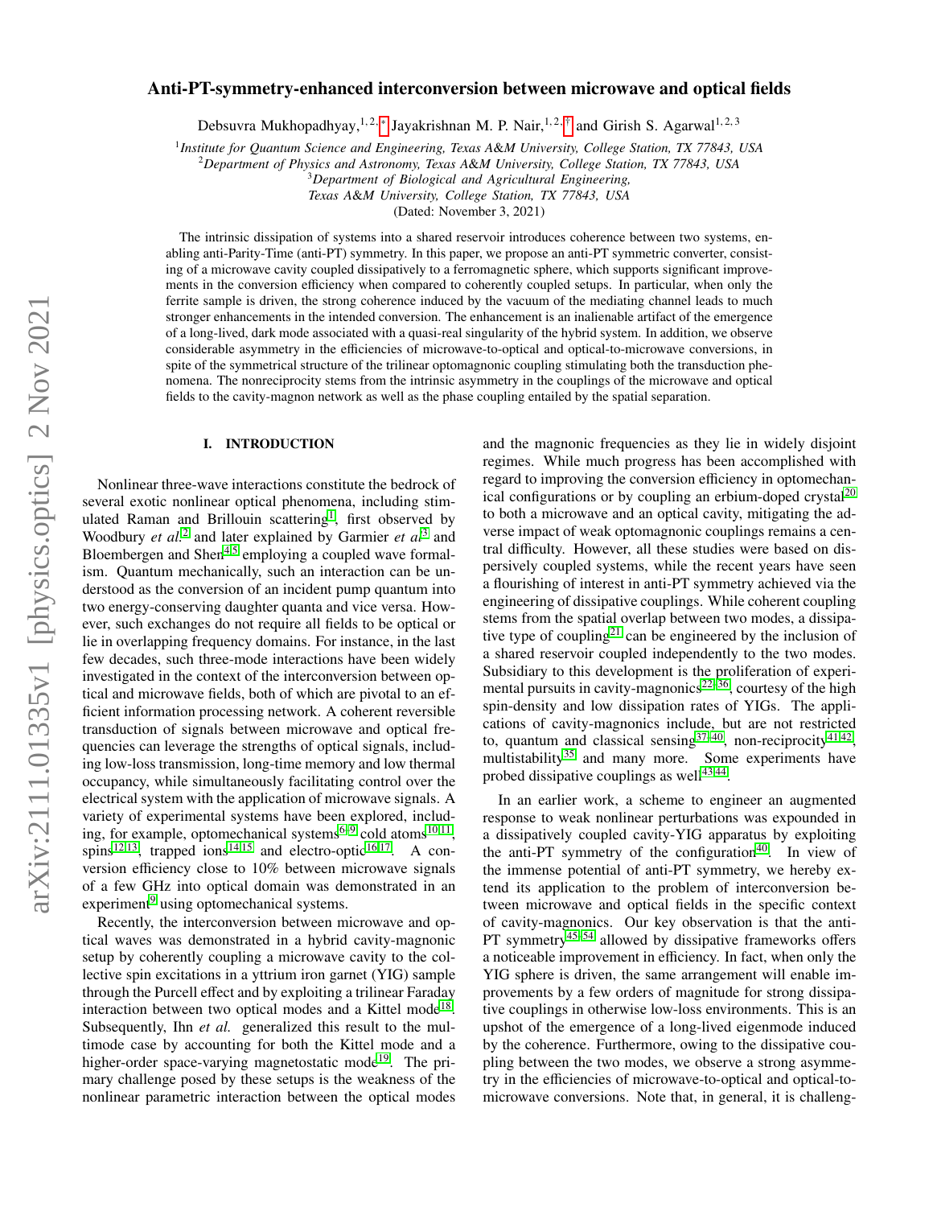# Anti-PT-symmetry-enhanced interconversion between microwave and optical fields

Debsuvra Mukhopadhyay,[1,2,*] Jayakrishnan M. P. Nair,[1,2,†] and Girish S. Agarwal[1,2,3]

[1]*Institute for Quantum Science and Engineering, Texas A&M University, College Station, TX 77843, USA*
[2]*Department of Physics and Astronomy, Texas A&M University, College Station, TX 77843, USA*
[3]*Department of Biological and Agricultural Engineering, Texas A&M University, College Station, TX 77843, USA*

(Dated: November 3, 2021)

The intrinsic dissipation of systems into a shared reservoir introduces coherence between two systems, enabling anti-Parity-Time (anti-PT) symmetry. In this paper, we propose an anti-PT symmetric converter, consisting of a microwave cavity coupled dissipatively to a ferromagnetic sphere, which supports significant improvements in the conversion efficiency when compared to coherently coupled setups. In particular, when only the ferrite sample is driven, the strong coherence induced by the vacuum of the mediating channel leads to much stronger enhancements in the intended conversion. The enhancement is an inalienable artifact of the emergence of a long-lived, dark mode associated with a quasi-real singularity of the hybrid system. In addition, we observe considerable asymmetry in the efficiencies of microwave-to-optical and optical-to-microwave conversions, in spite of the symmetrical structure of the trilinear optomagnonic coupling stimulating both the transduction phenomena. The nonreciprocity stems from the intrinsic asymmetry in the couplings of the microwave and optical fields to the cavity-magnon network as well as the phase coupling entailed by the spatial separation.

## I. INTRODUCTION

Nonlinear three-wave interactions constitute the bedrock of several exotic nonlinear optical phenomena, including stimulated Raman and Brillouin scattering[1], first observed by Woodbury *et al.*[2] and later explained by Garmier *et al.*[3] and Bloembergen and Shen[4,5] employing a coupled wave formalism. Quantum mechanically, such an interaction can be understood as the conversion of an incident pump quantum into two energy-conserving daughter quanta and vice versa. However, such exchanges do not require all fields to be optical or lie in overlapping frequency domains. For instance, in the last few decades, such three-mode interactions have been widely investigated in the context of the interconversion between optical and microwave fields, both of which are pivotal to an efficient information processing network. A coherent reversible transduction of signals between microwave and optical frequencies can leverage the strengths of optical signals, including low-loss transmission, long-time memory and low thermal occupancy, while simultaneously facilitating control over the electrical system with the application of microwave signals. A variety of experimental systems have been explored, including, for example, optomechanical systems[6–9] cold atoms[10,11], spins[12,13], trapped ions[14,15] and electro-optic[16,17]. A conversion efficiency close to 10% between microwave signals of a few GHz into optical domain was demonstrated in an experiment[9] using optomechanical systems.

Recently, the interconversion between microwave and optical waves was demonstrated in a hybrid cavity-magnonic setup by coherently coupling a microwave cavity to the collective spin excitations in a yttrium iron garnet (YIG) sample through the Purcell effect and by exploiting a trilinear Faraday interaction between two optical modes and a Kittel mode[18]. Subsequently, Ihn *et al.* generalized this result to the multimode case by accounting for both the Kittel mode and a higher-order space-varying magnetostatic mode[19]. The primary challenge posed by these setups is the weakness of the nonlinear parametric interaction between the optical modes and the magnonic frequencies as they lie in widely disjoint regimes. While much progress has been accomplished with regard to improving the conversion efficiency in optomechanical configurations or by coupling an erbium-doped crystal[20] to both a microwave and an optical cavity, mitigating the adverse impact of weak optomagnonic couplings remains a central difficulty. However, all these studies were based on dispersively coupled systems, while the recent years have seen a flourishing of interest in anti-PT symmetry achieved via the engineering of dissipative couplings. While coherent coupling stems from the spatial overlap between two modes, a dissipative type of coupling[21] can be engineered by the inclusion of a shared reservoir coupled independently to the two modes. Subsidiary to this development is the proliferation of experimental pursuits in cavity-magnonics[22–36], courtesy of the high spin-density and low dissipation rates of YIGs. The applications of cavity-magnonics include, but are not restricted to, quantum and classical sensing[37–40], non-reciprocity[41,42], multistability[35] and many more. Some experiments have probed dissipative couplings as well[43,44].

In an earlier work, a scheme to engineer an augmented response to weak nonlinear perturbations was expounded in a dissipatively coupled cavity-YIG apparatus by exploiting the anti-PT symmetry of the configuration[40]. In view of the immense potential of anti-PT symmetry, we hereby extend its application to the problem of interconversion between microwave and optical fields in the specific context of cavity-magnonics. Our key observation is that the anti-PT symmetry[45–54] allowed by dissipative frameworks offers a noticeable improvement in efficiency. In fact, when only the YIG sphere is driven, the same arrangement will enable improvements by a few orders of magnitude for strong dissipative couplings in otherwise low-loss environments. This is an upshot of the emergence of a long-lived eigenmode induced by the coherence. Furthermore, owing to the dissipative coupling between the two modes, we observe a strong asymmetry in the efficiencies of microwave-to-optical and optical-to-microwave conversions. Note that, in general, it is challeng-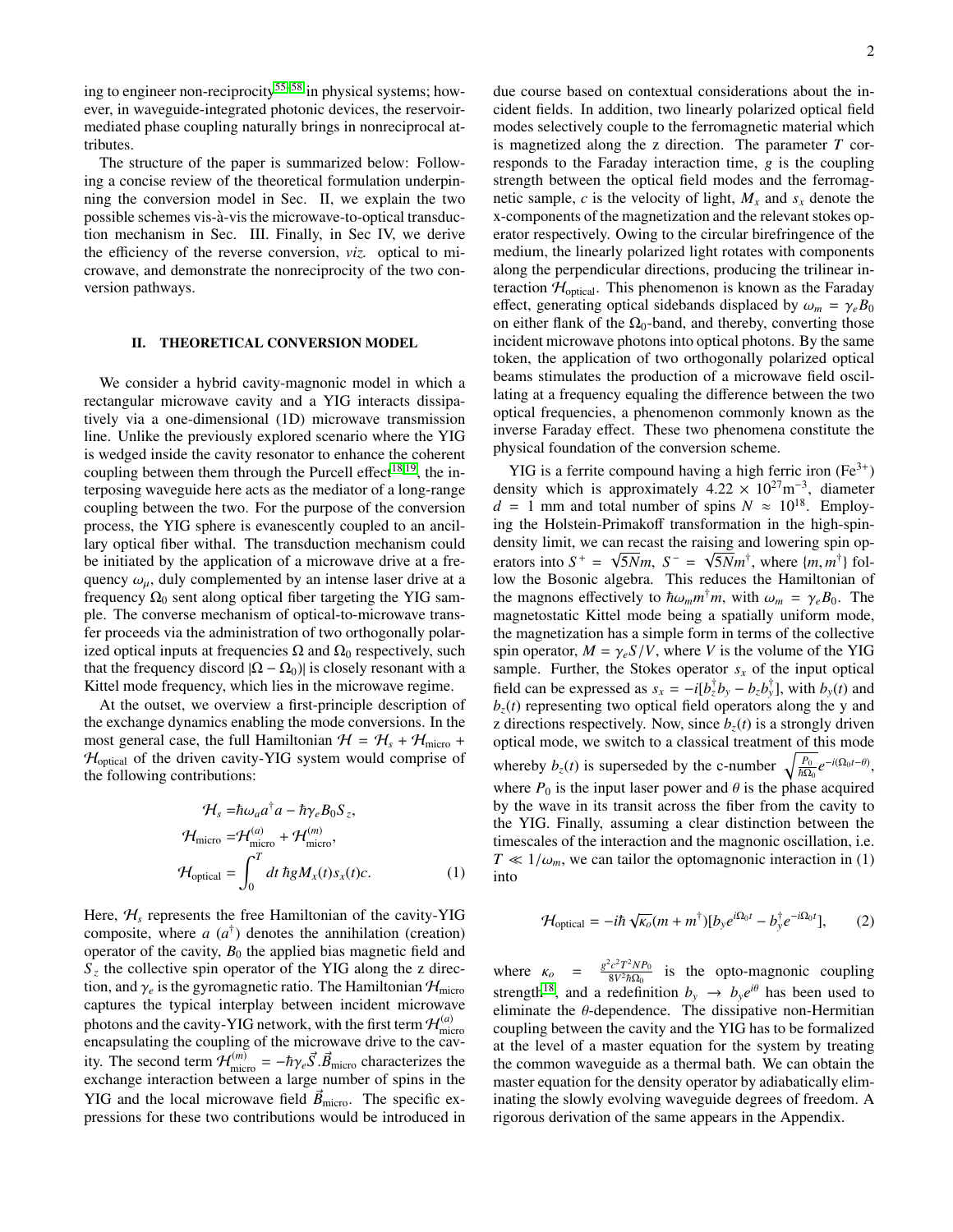ing to engineer non-reciprocity[55–58] in physical systems; however, in waveguide-integrated photonic devices, the reservoir-mediated phase coupling naturally brings in nonreciprocal attributes.

The structure of the paper is summarized below: Following a concise review of the theoretical formulation underpinning the conversion model in Sec. II, we explain the two possible schemes vis-à-vis the microwave-to-optical transduction mechanism in Sec. III. Finally, in Sec IV, we derive the efficiency of the reverse conversion, *viz.* optical to microwave, and demonstrate the nonreciprocity of the two conversion pathways.

## II. THEORETICAL CONVERSION MODEL

We consider a hybrid cavity-magnonic model in which a rectangular microwave cavity and a YIG interacts dissipatively via a one-dimensional (1D) microwave transmission line. Unlike the previously explored scenario where the YIG is wedged inside the cavity resonator to enhance the coherent coupling between them through the Purcell effect[18,19], the interposing waveguide here acts as the mediator of a long-range coupling between the two. For the purpose of the conversion process, the YIG sphere is evanescently coupled to an ancillary optical fiber withal. The transduction mechanism could be initiated by the application of a microwave drive at a frequency $\omega_\mu$, duly complemented by an intense laser drive at a frequency $\Omega_0$ sent along optical fiber targeting the YIG sample. The converse mechanism of optical-to-microwave transfer proceeds via the administration of two orthogonally polarized optical inputs at frequencies $\Omega$ and $\Omega_0$ respectively, such that the frequency discord $|\Omega - \Omega_0)|$ is closely resonant with a Kittel mode frequency, which lies in the microwave regime.

At the outset, we overview a first-principle description of the exchange dynamics enabling the mode conversions. In the most general case, the full Hamiltonian $\mathcal{H} = \mathcal{H}_s + \mathcal{H}_{\text{micro}} + \mathcal{H}_{\text{optical}}$ of the driven cavity-YIG system would comprise of the following contributions:

$$\begin{aligned}
\mathcal{H}_s =& \hbar\omega_a a^\dagger a - \hbar\gamma_e B_0 S_z, \\
\mathcal{H}_{\text{micro}} =& \mathcal{H}^{(a)}_{\text{micro}} + \mathcal{H}^{(m)}_{\text{micro}}, \\
\mathcal{H}_{\text{optical}} =& \int_0^T dt\, \hbar g M_x(t) s_x(t) c.
\end{aligned} \tag{1}$$

Here, $\mathcal{H}_s$ represents the free Hamiltonian of the cavity-YIG composite, where $a$ ($a^\dagger$) denotes the annihilation (creation) operator of the cavity, $B_0$ the applied bias magnetic field and $S_z$ the collective spin operator of the YIG along the z direction, and $\gamma_e$ is the gyromagnetic ratio. The Hamiltonian $\mathcal{H}_{\text{micro}}$ captures the typical interplay between incident microwave photons and the cavity-YIG network, with the first term $\mathcal{H}^{(a)}_{\text{micro}}$ encapsulating the coupling of the microwave drive to the cavity. The second term $\mathcal{H}^{(m)}_{\text{micro}} = -\hbar\gamma_e \vec{S}.\vec{B}_{\text{micro}}$ characterizes the exchange interaction between a large number of spins in the YIG and the local microwave field $\vec{B}_{\text{micro}}$. The specific expressions for these two contributions would be introduced in due course based on contextual considerations about the incident fields. In addition, two linearly polarized optical field modes selectively couple to the ferromagnetic material which is magnetized along the z direction. The parameter $T$ corresponds to the Faraday interaction time, $g$ is the coupling strength between the optical field modes and the ferromagnetic sample, $c$ is the velocity of light, $M_x$ and $s_x$ denote the x-components of the magnetization and the relevant stokes operator respectively. Owing to the circular birefringence of the medium, the linearly polarized light rotates with components along the perpendicular directions, producing the trilinear interaction $\mathcal{H}_{\text{optical}}$. This phenomenon is known as the Faraday effect, generating optical sidebands displaced by $\omega_m = \gamma_e B_0$ on either flank of the $\Omega_0$-band, and thereby, converting those incident microwave photons into optical photons. By the same token, the application of two orthogonally polarized optical beams stimulates the production of a microwave field oscillating at a frequency equaling the difference between the two optical frequencies, a phenomenon commonly known as the inverse Faraday effect. These two phenomena constitute the physical foundation of the conversion scheme.

YIG is a ferrite compound having a high ferric iron ($Fe^{3+}$) density which is approximately $4.22 \times 10^{27}\text{m}^{-3}$, diameter $d = 1$ mm and total number of spins $N \approx 10^{18}$. Employing the Holstein-Primakoff transformation in the high-spin-density limit, we can recast the raising and lowering spin operators into $S^+ = \sqrt{5N}m$, $S^- = \sqrt{5N}m^\dagger$, where $\{m, m^\dagger\}$ follow the Bosonic algebra. This reduces the Hamiltonian of the magnons effectively to $\hbar\omega_m m^\dagger m$, with $\omega_m = \gamma_e B_0$. The magnetostatic Kittel mode being a spatially uniform mode, the magnetization has a simple form in terms of the collective spin operator, $M = \gamma_e S/V$, where $V$ is the volume of the YIG sample. Further, the Stokes operator $s_x$ of the input optical field can be expressed as $s_x = -i[b_z^\dagger b_y - b_z b_y^\dagger]$, with $b_y(t)$ and $b_z(t)$ representing two optical field operators along the y and z directions respectively. Now, since $b_z(t)$ is a strongly driven optical mode, we switch to a classical treatment of this mode whereby $b_z(t)$ is superseded by the c-number $\sqrt{\frac{P_0}{\hbar\Omega_0}}e^{-i(\Omega_0 t - \theta)}$, where $P_0$ is the input laser power and $\theta$ is the phase acquired by the wave in its transit across the fiber from the cavity to the YIG. Finally, assuming a clear distinction between the timescales of the interaction and the magnonic oscillation, i.e. $T \ll 1/\omega_m$, we can tailor the optomagnonic interaction in (1) into

$$\mathcal{H}_{\text{optical}} = -i\hbar\sqrt{\kappa_o}(m + m^\dagger)[b_y e^{i\Omega_0 t} - b_y^\dagger e^{-i\Omega_0 t}], \tag{2}$$

where $\kappa_o = \frac{g^2 c^2 T^2 N P_0}{8V^2 \hbar\Omega_0}$ is the opto-magnonic coupling strength[18], and a redefinition $b_y \to b_y e^{i\theta}$ has been used to eliminate the $\theta$-dependence. The dissipative non-Hermitian coupling between the cavity and the YIG has to be formalized at the level of a master equation for the system by treating the common waveguide as a thermal bath. We can obtain the master equation for the density operator by adiabatically eliminating the slowly evolving waveguide degrees of freedom. A rigorous derivation of the same appears in the Appendix.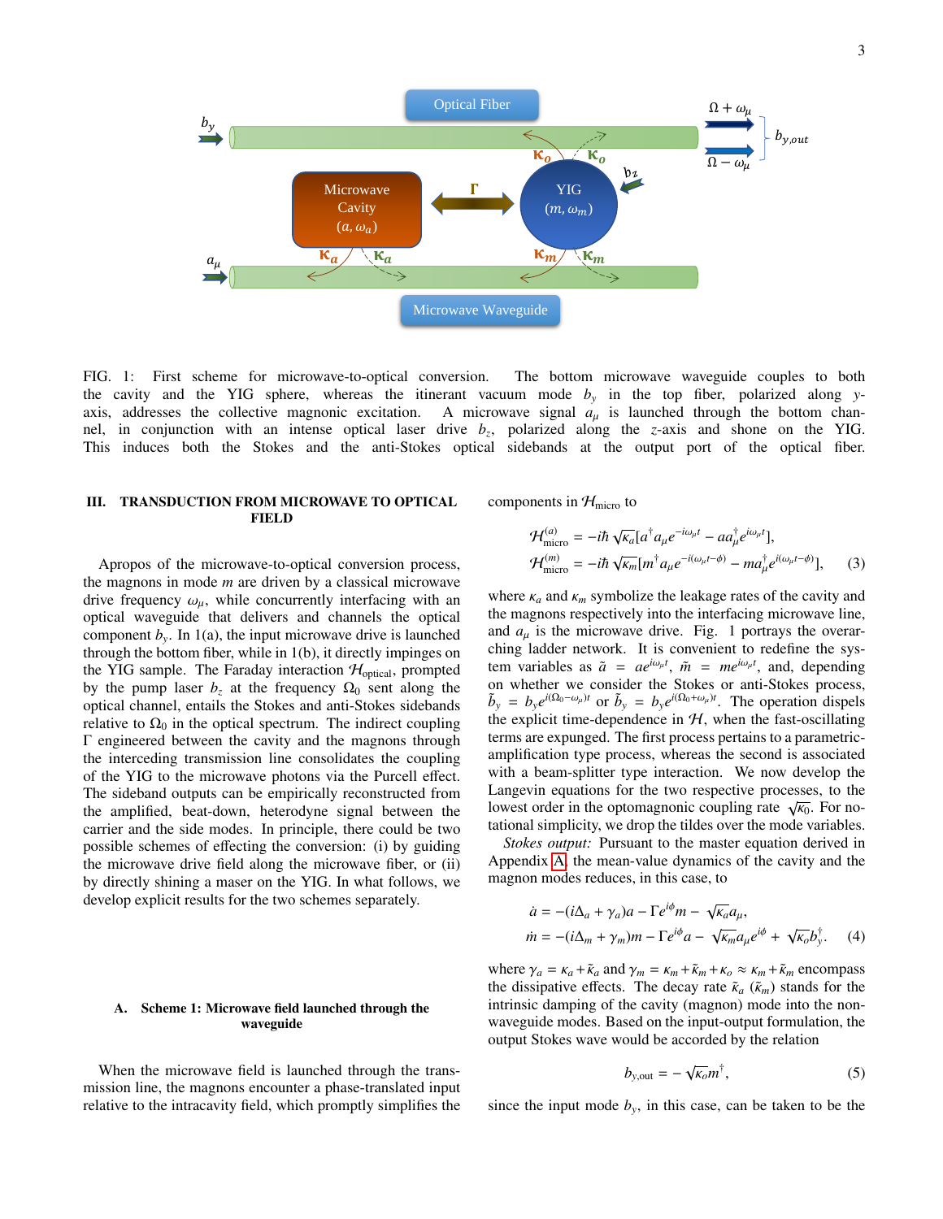FIG. 1: First scheme for microwave-to-optical conversion. The bottom microwave waveguide couples to both the cavity and the YIG sphere, whereas the itinerant vacuum mode $b_y$ in the top fiber, polarized along $y$-axis, addresses the collective magnonic excitation. A microwave signal $a_\mu$ is launched through the bottom channel, in conjunction with an intense optical laser drive $b_z$, polarized along the $z$-axis and shone on the YIG. This induces both the Stokes and the anti-Stokes optical sidebands at the output port of the optical fiber.

## III. TRANSDUCTION FROM MICROWAVE TO OPTICAL FIELD

Apropos of the microwave-to-optical conversion process, the magnons in mode $m$ are driven by a classical microwave drive frequency $\omega_\mu$, while concurrently interfacing with an optical waveguide that delivers and channels the optical component $b_y$. In 1(a), the input microwave drive is launched through the bottom fiber, while in 1(b), it directly impinges on the YIG sample. The Faraday interaction $\mathcal{H}_{\text{optical}}$, prompted by the pump laser $b_z$ at the frequency $\Omega_0$ sent along the optical channel, entails the Stokes and anti-Stokes sidebands relative to $\Omega_0$ in the optical spectrum. The indirect coupling $\Gamma$ engineered between the cavity and the magnons through the interceding transmission line consolidates the coupling of the YIG to the microwave photons via the Purcell effect. The sideband outputs can be empirically reconstructed from the amplified, beat-down, heterodyne signal between the carrier and the side modes. In principle, there could be two possible schemes of effecting the conversion: (i) by guiding the microwave drive field along the microwave fiber, or (ii) by directly shining a maser on the YIG. In what follows, we develop explicit results for the two schemes separately.

### A. Scheme 1: Microwave field launched through the waveguide

When the microwave field is launched through the transmission line, the magnons encounter a phase-translated input relative to the intracavity field, which promptly simplifies the components in $\mathcal{H}_{\text{micro}}$ to

$$
\begin{aligned}
\mathcal{H}^{(a)}_{\text{micro}} &= -i\hbar\sqrt{\kappa_a}[a^\dagger a_\mu e^{-i\omega_\mu t} - a a_\mu^\dagger e^{i\omega_\mu t}],\\
\mathcal{H}^{(m)}_{\text{micro}} &= -i\hbar\sqrt{\kappa_m}[m^\dagger a_\mu e^{-i(\omega_\mu t-\phi)} - m a_\mu^\dagger e^{i(\omega_\mu t-\phi)}], \qquad (3)
\end{aligned}
$$

where $\kappa_a$ and $\kappa_m$ symbolize the leakage rates of the cavity and the magnons respectively into the interfacing microwave line, and $a_\mu$ is the microwave drive. Fig. 1 portrays the overarching ladder network. It is convenient to redefine the system variables as $\tilde{a} = a e^{i\omega_\mu t}$, $\tilde{m} = m e^{i\omega_\mu t}$, and, depending on whether we consider the Stokes or anti-Stokes process, $\tilde{b}_y = b_y e^{i(\Omega_0-\omega_\mu)t}$ or $\tilde{b}_y = b_y e^{i(\Omega_0+\omega_\mu)t}$. The operation dispels the explicit time-dependence in $\mathcal{H}$, when the fast-oscillating terms are expunged. The first process pertains to a parametric-amplification type process, whereas the second is associated with a beam-splitter type interaction. We now develop the Langevin equations for the two respective processes, to the lowest order in the optomagnonic coupling rate $\sqrt{\kappa_0}$. For notational simplicity, we drop the tildes over the mode variables.

*Stokes output:* Pursuant to the master equation derived in Appendix A, the mean-value dynamics of the cavity and the magnon modes reduces, in this case, to

$$
\begin{aligned}
\dot{a} &= -(i\Delta_a + \gamma_a)a - \Gamma e^{i\phi}m - \sqrt{\kappa_a}a_\mu,\\
\dot{m} &= -(i\Delta_m + \gamma_m)m - \Gamma e^{i\phi}a - \sqrt{\kappa_m}a_\mu e^{i\phi} + \sqrt{\kappa_o}b_y^\dagger. \qquad (4)
\end{aligned}
$$

where $\gamma_a = \kappa_a + \tilde{\kappa}_a$ and $\gamma_m = \kappa_m + \tilde{\kappa}_m + \kappa_o \approx \kappa_m + \tilde{\kappa}_m$ encompass the dissipative effects. The decay rate $\tilde{\kappa}_a$ ($\tilde{\kappa}_m$) stands for the intrinsic damping of the cavity (magnon) mode into the non-waveguide modes. Based on the input-output formulation, the output Stokes wave would be accorded by the relation

$$
b_{y,\text{out}} = -\sqrt{\kappa_o}m^\dagger, \qquad (5)
$$

since the input mode $b_y$, in this case, can be taken to be the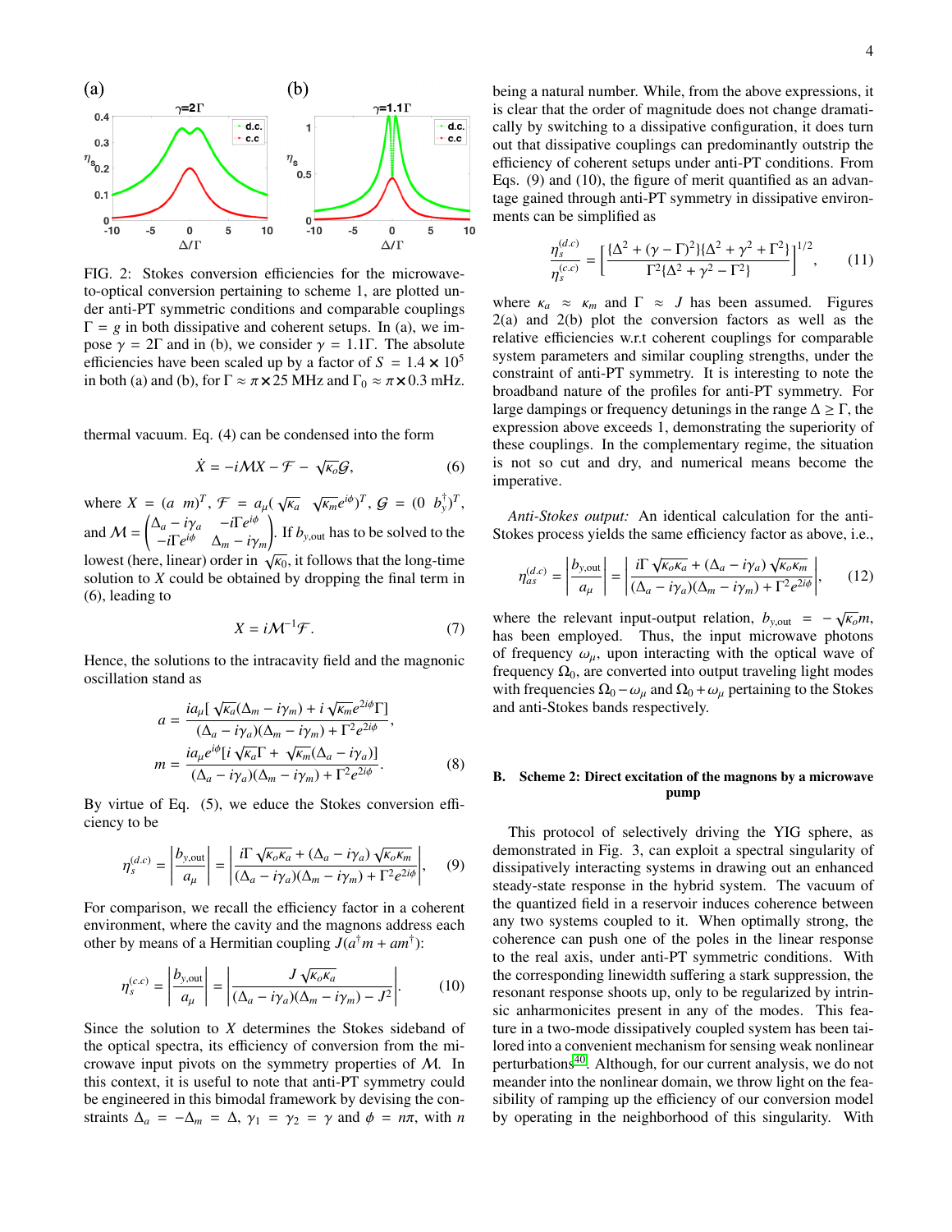FIG. 2: Stokes conversion efficiencies for the microwave-to-optical conversion pertaining to scheme 1, are plotted under anti-PT symmetric conditions and comparable couplings $\Gamma = g$ in both dissipative and coherent setups. In (a), we impose $\gamma = 2\Gamma$ and in (b), we consider $\gamma = 1.1\Gamma$. The absolute efficiencies have been scaled up by a factor of $S = 1.4 \times 10^5$ in both (a) and (b), for $\Gamma \approx \pi \times 25$ MHz and $\Gamma_0 \approx \pi \times 0.3$ mHz.

thermal vacuum. Eq. (4) can be condensed into the form

$$\dot{X} = -i\mathcal{M}X - \mathcal{F} - \sqrt{\kappa_o}\mathcal{G}, \tag{6}$$

where $X = (a \;\; m)^T$, $\mathcal{F} = a_\mu(\sqrt{\kappa_a} \;\; \sqrt{\kappa_m}e^{i\phi})^T$, $\mathcal{G} = (0 \;\; b_y^\dagger)^T$, and $\mathcal{M} = \begin{pmatrix} \Delta_a - i\gamma_a & -i\Gamma e^{i\phi} \\ -i\Gamma e^{i\phi} & \Delta_m - i\gamma_m \end{pmatrix}$. If $b_{y,\text{out}}$ has to be solved to the lowest (here, linear) order in $\sqrt{\kappa_0}$, it follows that the long-time solution to $X$ could be obtained by dropping the final term in (6), leading to

$$X = i\mathcal{M}^{-1}\mathcal{F}. \tag{7}$$

Hence, the solutions to the intracavity field and the magnonic oscillation stand as

$$\begin{aligned} a &= \frac{ia_\mu[\sqrt{\kappa_a}(\Delta_m - i\gamma_m) + i\sqrt{\kappa_m}e^{2i\phi}\Gamma]}{(\Delta_a - i\gamma_a)(\Delta_m - i\gamma_m) + \Gamma^2 e^{2i\phi}}, \\ m &= \frac{ia_\mu e^{i\phi}[i\sqrt{\kappa_a}\Gamma + \sqrt{\kappa_m}(\Delta_a - i\gamma_a)]}{(\Delta_a - i\gamma_a)(\Delta_m - i\gamma_m) + \Gamma^2 e^{2i\phi}}. \end{aligned} \tag{8}$$

By virtue of Eq. (5), we educe the Stokes conversion efficiency to be

$$\eta_s^{(d.c)} = \left|\frac{b_{y,\text{out}}}{a_\mu}\right| = \left|\frac{i\Gamma\sqrt{\kappa_o\kappa_a} + (\Delta_a - i\gamma_a)\sqrt{\kappa_o\kappa_m}}{(\Delta_a - i\gamma_a)(\Delta_m - i\gamma_m) + \Gamma^2 e^{2i\phi}}\right|, \tag{9}$$

For comparison, we recall the efficiency factor in a coherent environment, where the cavity and the magnons address each other by means of a Hermitian coupling $J(a^\dagger m + am^\dagger)$:

$$\eta_s^{(c.c)} = \left|\frac{b_{y,\text{out}}}{a_\mu}\right| = \left|\frac{J\sqrt{\kappa_o\kappa_a}}{(\Delta_a - i\gamma_a)(\Delta_m - i\gamma_m) - J^2}\right|. \tag{10}$$

Since the solution to $X$ determines the Stokes sideband of the optical spectra, its efficiency of conversion from the microwave input pivots on the symmetry properties of $\mathcal{M}$. In this context, it is useful to note that anti-PT symmetry could be engineered in this bimodal framework by devising the constraints $\Delta_a = -\Delta_m = \Delta$, $\gamma_1 = \gamma_2 = \gamma$ and $\phi = n\pi$, with $n$ being a natural number. While, from the above expressions, it is clear that the order of magnitude does not change dramatically by switching to a dissipative configuration, it does turn out that dissipative couplings can predominantly outstrip the efficiency of coherent setups under anti-PT conditions. From Eqs. (9) and (10), the figure of merit quantified as an advantage gained through anti-PT symmetry in dissipative environments can be simplified as

$$\frac{\eta_s^{(d.c)}}{\eta_s^{(c.c)}} = \left[\frac{\{\Delta^2 + (\gamma - \Gamma)^2\}\{\Delta^2 + \gamma^2 + \Gamma^2\}}{\Gamma^2\{\Delta^2 + \gamma^2 - \Gamma^2\}}\right]^{1/2}, \tag{11}$$

where $\kappa_a \approx \kappa_m$ and $\Gamma \approx J$ has been assumed. Figures 2(a) and 2(b) plot the conversion factors as well as the relative efficiencies w.r.t coherent couplings for comparable system parameters and similar coupling strengths, under the constraint of anti-PT symmetry. It is interesting to note the broadband nature of the profiles for anti-PT symmetry. For large dampings or frequency detunings in the range $\Delta \geq \Gamma$, the expression above exceeds 1, demonstrating the superiority of these couplings. In the complementary regime, the situation is not so cut and dry, and numerical means become the imperative.

*Anti-Stokes output:* An identical calculation for the anti-Stokes process yields the same efficiency factor as above, i.e.,

$$\eta_{as}^{(d.c)} = \left|\frac{b_{y,\text{out}}}{a_\mu}\right| = \left|\frac{i\Gamma\sqrt{\kappa_o\kappa_a} + (\Delta_a - i\gamma_a)\sqrt{\kappa_o\kappa_m}}{(\Delta_a - i\gamma_a)(\Delta_m - i\gamma_m) + \Gamma^2 e^{2i\phi}}\right|, \tag{12}$$

where the relevant input-output relation, $b_{y,\text{out}} = -\sqrt{\kappa_o}m$, has been employed. Thus, the input microwave photons of frequency $\omega_\mu$, upon interacting with the optical wave of frequency $\Omega_0$, are converted into output traveling light modes with frequencies $\Omega_0 - \omega_\mu$ and $\Omega_0 + \omega_\mu$ pertaining to the Stokes and anti-Stokes bands respectively.

### B. Scheme 2: Direct excitation of the magnons by a microwave pump

This protocol of selectively driving the YIG sphere, as demonstrated in Fig. 3, can exploit a spectral singularity of dissipatively interacting systems in drawing out an enhanced steady-state response in the hybrid system. The vacuum of the quantized field in a reservoir induces coherence between any two systems coupled to it. When optimally strong, the coherence can push one of the poles in the linear response to the real axis, under anti-PT symmetric conditions. With the corresponding linewidth suffering a stark suppression, the resonant response shoots up, only to be regularized by intrinsic anharmonicites present in any of the modes. This feature in a two-mode dissipatively coupled system has been tailored into a convenient mechanism for sensing weak nonlinear perturbations[40]. Although, for our current analysis, we do not meander into the nonlinear domain, we throw light on the feasibility of ramping up the efficiency of our conversion model by operating in the neighborhood of this singularity. With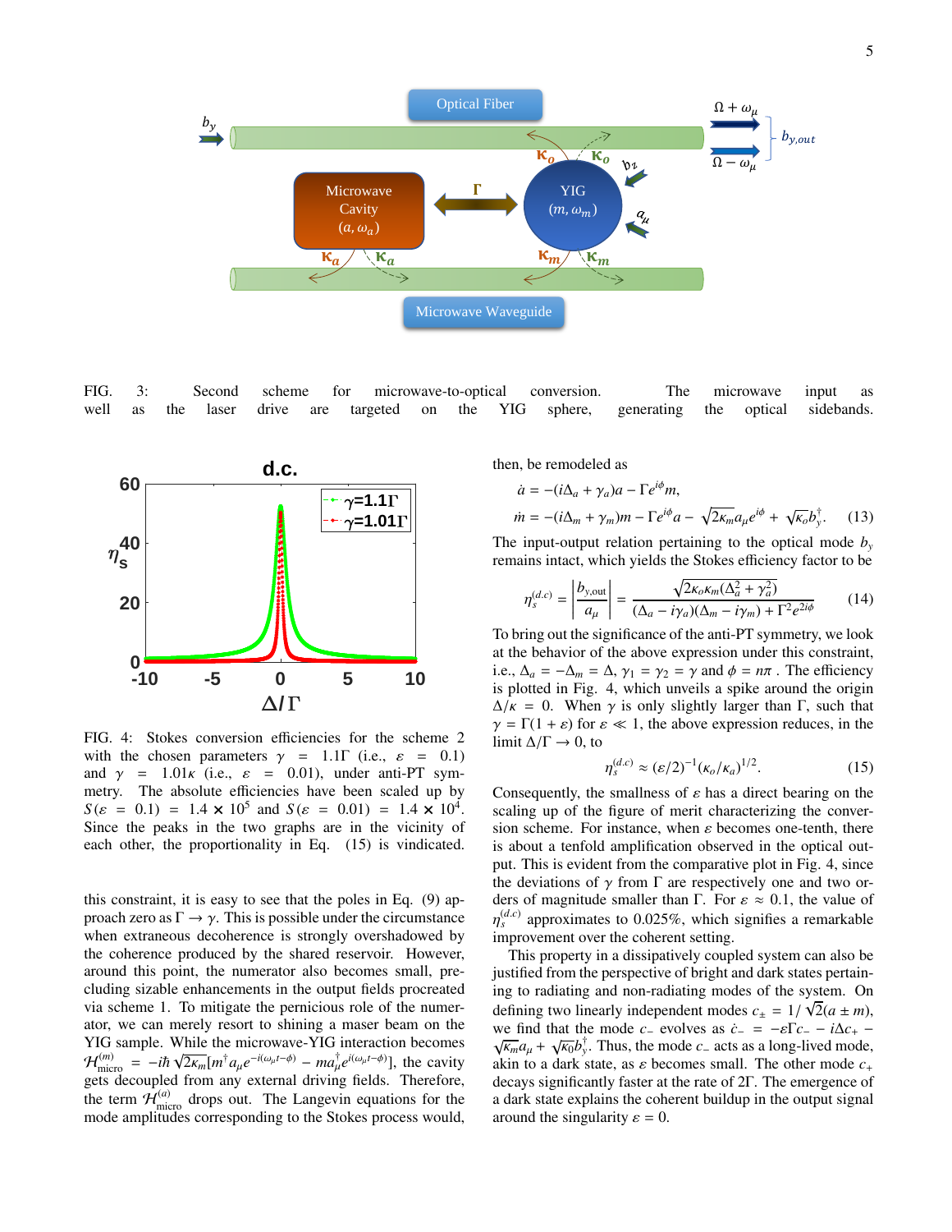FIG. 3: Second scheme for microwave-to-optical conversion. The microwave input as well as the laser drive are targeted on the YIG sphere, generating the optical sidebands.

FIG. 4: Stokes conversion efficiencies for the scheme 2 with the chosen parameters $\gamma = 1.1\Gamma$ (i.e., $\varepsilon = 0.1$) and $\gamma = 1.01\kappa$ (i.e., $\varepsilon = 0.01$), under anti-PT symmetry. The absolute efficiencies have been scaled up by $S(\varepsilon = 0.1) = 1.4 \times 10^5$ and $S(\varepsilon = 0.01) = 1.4 \times 10^4$. Since the peaks in the two graphs are in the vicinity of each other, the proportionality in Eq. (15) is vindicated.

this constraint, it is easy to see that the poles in Eq. (9) approach zero as $\Gamma \to \gamma$. This is possible under the circumstance when extraneous decoherence is strongly overshadowed by the coherence produced by the shared reservoir. However, around this point, the numerator also becomes small, precluding sizable enhancements in the output fields procreated via scheme 1. To mitigate the pernicious role of the numerator, we can merely resort to shining a maser beam on the YIG sample. While the microwave-YIG interaction becomes $\mathcal{H}^{(m)}_{\text{micro}} = -i\hbar\sqrt{2\kappa_m}[m^\dagger a_\mu e^{-i(\omega_\mu t-\phi)} - m a_\mu^\dagger e^{i(\omega_\mu t-\phi)}]$, the cavity gets decoupled from any external driving fields. Therefore, the term $\mathcal{H}^{(a)}_{\text{micro}}$ drops out. The Langevin equations for the mode amplitudes corresponding to the Stokes process would, then, be remodeled as

$$
\begin{aligned}
\dot{a} &= -(i\Delta_a + \gamma_a)a - \Gamma e^{i\phi} m, \\
\dot{m} &= -(i\Delta_m + \gamma_m)m - \Gamma e^{i\phi} a - \sqrt{2\kappa_m} a_\mu e^{i\phi} + \sqrt{\kappa_o} b_y^\dagger. \qquad (13)
\end{aligned}
$$

The input-output relation pertaining to the optical mode $b_y$ remains intact, which yields the Stokes efficiency factor to be

$$
\eta_s^{(d.c)} = \left|\frac{b_{y,\text{out}}}{a_\mu}\right| = \frac{\sqrt{2\kappa_o\kappa_m(\Delta_a^2 + \gamma_a^2)}}{(\Delta_a - i\gamma_a)(\Delta_m - i\gamma_m) + \Gamma^2 e^{2i\phi}} \qquad (14)
$$

To bring out the significance of the anti-PT symmetry, we look at the behavior of the above expression under this constraint, i.e., $\Delta_a = -\Delta_m = \Delta$, $\gamma_1 = \gamma_2 = \gamma$ and $\phi = n\pi$ . The efficiency is plotted in Fig. 4, which unveils a spike around the origin $\Delta/\kappa = 0$. When $\gamma$ is only slightly larger than $\Gamma$, such that $\gamma = \Gamma(1 + \varepsilon)$ for $\varepsilon \ll 1$, the above expression reduces, in the limit $\Delta/\Gamma \to 0$, to

$$
\eta_s^{(d.c)} \approx (\varepsilon/2)^{-1}(\kappa_o/\kappa_a)^{1/2}. \qquad (15)
$$

Consequently, the smallness of $\varepsilon$ has a direct bearing on the scaling up of the figure of merit characterizing the conversion scheme. For instance, when $\varepsilon$ becomes one-tenth, there is about a tenfold amplification observed in the optical output. This is evident from the comparative plot in Fig. 4, since the deviations of $\gamma$ from $\Gamma$ are respectively one and two orders of magnitude smaller than $\Gamma$. For $\varepsilon \approx 0.1$, the value of $\eta_s^{(d.c)}$ approximates to 0.025%, which signifies a remarkable improvement over the coherent setting.

This property in a dissipatively coupled system can also be justified from the perspective of bright and dark states pertaining to radiating and non-radiating modes of the system. On defining two linearly independent modes $c_\pm = 1/\sqrt{2}(a \pm m)$, we find that the mode $c_-$ evolves as $\dot{c}_- = -\varepsilon\Gamma c_- - i\Delta c_+ - \sqrt{\kappa_m} a_\mu + \sqrt{\kappa_0} b_y^\dagger$. Thus, the mode $c_-$ acts as a long-lived mode, akin to a dark state, as $\varepsilon$ becomes small. The other mode $c_+$ decays significantly faster at the rate of $2\Gamma$. The emergence of a dark state explains the coherent buildup in the output signal around the singularity $\varepsilon = 0$.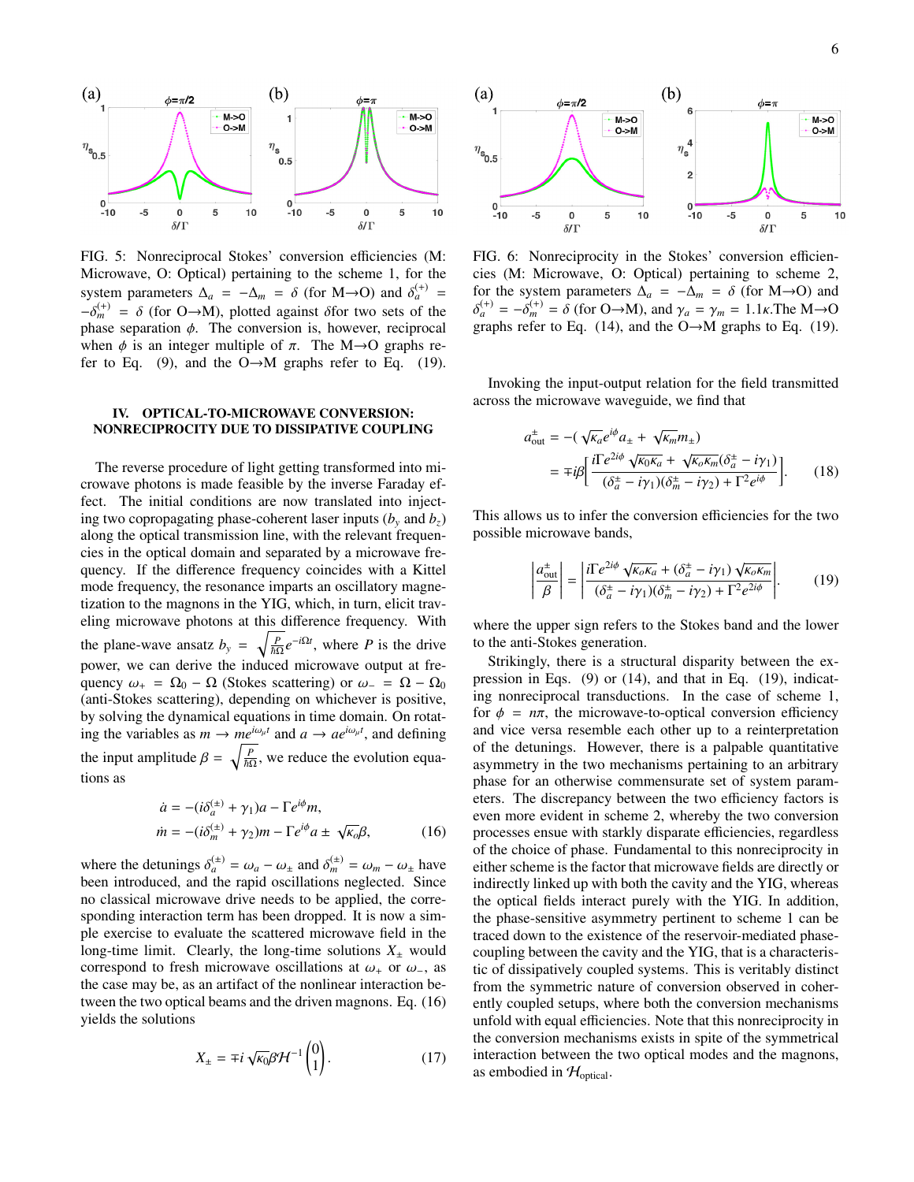FIG. 5: Nonreciprocal Stokes' conversion efficiencies (M: Microwave, O: Optical) pertaining to the scheme 1, for the system parameters $\Delta_a = -\Delta_m = \delta$ (for M→O) and $\delta_a^{(+)} = -\delta_m^{(+)} = \delta$ (for O→M), plotted against $\delta$for two sets of the phase separation $\phi$. The conversion is, however, reciprocal when $\phi$ is an integer multiple of $\pi$. The M→O graphs refer to Eq. (9), and the O→M graphs refer to Eq. (19).

## IV. OPTICAL-TO-MICROWAVE CONVERSION: NONRECIPROCITY DUE TO DISSIPATIVE COUPLING

The reverse procedure of light getting transformed into microwave photons is made feasible by the inverse Faraday effect. The initial conditions are now translated into injecting two copropagating phase-coherent laser inputs ($b_y$ and $b_z$) along the optical transmission line, with the relevant frequencies in the optical domain and separated by a microwave frequency. If the difference frequency coincides with a Kittel mode frequency, the resonance imparts an oscillatory magnetization to the magnons in the YIG, which, in turn, elicit traveling microwave photons at this difference frequency. With the plane-wave ansatz $b_y = \sqrt{\frac{P}{\hbar\Omega}}e^{-i\Omega t}$, where $P$ is the drive power, we can derive the induced microwave output at frequency $\omega_+ = \Omega_0 - \Omega$ (Stokes scattering) or $\omega_- = \Omega - \Omega_0$ (anti-Stokes scattering), depending on whichever is positive, by solving the dynamical equations in time domain. On rotating the variables as $m \to me^{i\omega_\mu t}$ and $a \to ae^{i\omega_\mu t}$, and defining the input amplitude $\beta = \sqrt{\frac{P}{\hbar\Omega}}$, we reduce the evolution equations as

$$
\begin{aligned}
\dot{a} &= -(i\delta_a^{(\pm)} + \gamma_1)a - \Gamma e^{i\phi}m, \\
\dot{m} &= -(i\delta_m^{(\pm)} + \gamma_2)m - \Gamma e^{i\phi}a \pm \sqrt{\kappa_o}\beta,
\end{aligned} \tag{16}
$$

where the detunings $\delta_a^{(\pm)} = \omega_a - \omega_\pm$ and $\delta_m^{(\pm)} = \omega_m - \omega_\pm$ have been introduced, and the rapid oscillations neglected. Since no classical microwave drive needs to be applied, the corresponding interaction term has been dropped. It is now a simple exercise to evaluate the scattered microwave field in the long-time limit. Clearly, the long-time solutions $X_\pm$ would correspond to fresh microwave oscillations at $\omega_+$ or $\omega_-$, as the case may be, as an artifact of the nonlinear interaction between the two optical beams and the driven magnons. Eq. (16) yields the solutions

$$
X_\pm = \mp i\sqrt{\kappa_0}\beta\mathcal{H}^{-1}\begin{pmatrix}0\\1\end{pmatrix}. \tag{17}
$$

FIG. 6: Nonreciprocity in the Stokes' conversion efficiencies (M: Microwave, O: Optical) pertaining to scheme 2, for the system parameters $\Delta_a = -\Delta_m = \delta$ (for M→O) and $\delta_a^{(+)} = -\delta_m^{(+)} = \delta$ (for O→M), and $\gamma_a = \gamma_m = 1.1\kappa$.The M→O graphs refer to Eq. (14), and the O→M graphs to Eq. (19).

Invoking the input-output relation for the field transmitted across the microwave waveguide, we find that

$$
\begin{aligned}
a_{\text{out}}^{\pm} &= -(\sqrt{\kappa_a}e^{i\phi}a_\pm + \sqrt{\kappa_m}m_\pm) \\
&= \mp i\beta\Big[\frac{i\Gamma e^{2i\phi}\sqrt{\kappa_0\kappa_a} + \sqrt{\kappa_o\kappa_m}(\delta_a^\pm - i\gamma_1)}{(\delta_a^\pm - i\gamma_1)(\delta_m^\pm - i\gamma_2) + \Gamma^2 e^{i\phi}}\Big].
\end{aligned} \tag{18}
$$

This allows us to infer the conversion efficiencies for the two possible microwave bands,

$$
\left|\frac{a_{\text{out}}^{\pm}}{\beta}\right| = \left|\frac{i\Gamma e^{2i\phi}\sqrt{\kappa_o\kappa_a} + (\delta_a^\pm - i\gamma_1)\sqrt{\kappa_o\kappa_m}}{(\delta_a^\pm - i\gamma_1)(\delta_m^\pm - i\gamma_2) + \Gamma^2 e^{2i\phi}}\right|. \tag{19}
$$

where the upper sign refers to the Stokes band and the lower to the anti-Stokes generation.

Strikingly, there is a structural disparity between the expression in Eqs. (9) or (14), and that in Eq. (19), indicating nonreciprocal transductions. In the case of scheme 1, for $\phi = n\pi$, the microwave-to-optical conversion efficiency and vice versa resemble each other up to a reinterpretation of the detunings. However, there is a palpable quantitative asymmetry in the two mechanisms pertaining to an arbitrary phase for an otherwise commensurate set of system parameters. The discrepancy between the two efficiency factors is even more evident in scheme 2, whereby the two conversion processes ensue with starkly disparate efficiencies, regardless of the choice of phase. Fundamental to this nonreciprocity in either scheme is the factor that microwave fields are directly or indirectly linked up with both the cavity and the YIG, whereas the optical fields interact purely with the YIG. In addition, the phase-sensitive asymmetry pertinent to scheme 1 can be traced down to the existence of the reservoir-mediated phase-coupling between the cavity and the YIG, that is a characteristic of dissipatively coupled systems. This is veritably distinct from the symmetric nature of conversion observed in coherently coupled setups, where both the conversion mechanisms unfold with equal efficiencies. Note that this nonreciprocity in the conversion mechanisms exists in spite of the symmetrical interaction between the two optical modes and the magnons, as embodied in $\mathcal{H}_{\text{optical}}$.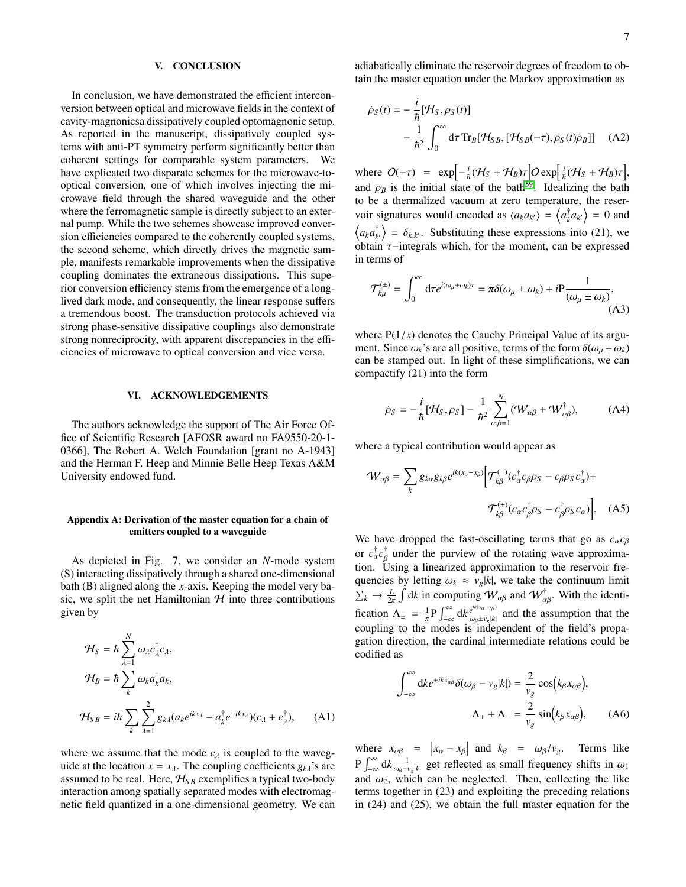## V. CONCLUSION

In conclusion, we have demonstrated the efficient interconversion between optical and microwave fields in the context of cavity-magnonicsa dissipatively coupled optomagnonic setup. As reported in the manuscript, dissipatively coupled systems with anti-PT symmetry perform significantly better than coherent settings for comparable system parameters. We have explicated two disparate schemes for the microwave-to-optical conversion, one of which involves injecting the microwave field through the shared waveguide and the other where the ferromagnetic sample is directly subject to an external pump. While the two schemes showcase improved conversion efficiencies compared to the coherently coupled systems, the second scheme, which directly drives the magnetic sample, manifests remarkable improvements when the dissipative coupling dominates the extraneous dissipations. This superior conversion efficiency stems from the emergence of a long-lived dark mode, and consequently, the linear response suffers a tremendous boost. The transduction protocols achieved via strong phase-sensitive dissipative couplings also demonstrate strong nonreciprocity, with apparent discrepancies in the efficiencies of microwave to optical conversion and vice versa.

## VI. ACKNOWLEDGEMENTS

The authors acknowledge the support of The Air Force Office of Scientific Research [AFOSR award no FA9550-20-1-0366], The Robert A. Welch Foundation [grant no A-1943] and the Herman F. Heep and Minnie Belle Heep Texas A&M University endowed fund.

### Appendix A: Derivation of the master equation for a chain of emitters coupled to a waveguide

As depicted in Fig. 7, we consider an $N$-mode system (S) interacting dissipatively through a shared one-dimensional bath (B) aligned along the $x$-axis. Keeping the model very basic, we split the net Hamiltonian $\mathcal{H}$ into three contributions given by

$$
\begin{aligned}
\mathcal{H}_S &= \hbar \sum_{\lambda=1}^{N} \omega_\lambda c_\lambda^\dagger c_\lambda, \\
\mathcal{H}_B &= \hbar \sum_{k} \omega_k a_k^\dagger a_k, \\
\mathcal{H}_{SB} &= i\hbar \sum_{k} \sum_{\lambda=1}^{2} g_{k\lambda} (a_k e^{ikx_\lambda} - a_k^\dagger e^{-ikx_\lambda})(c_\lambda + c_\lambda^\dagger),
\end{aligned}
\tag{A1}
$$

where we assume that the mode $c_\lambda$ is coupled to the waveguide at the location $x = x_\lambda$. The coupling coefficients $g_{k\lambda}$'s are assumed to be real. Here, $\mathcal{H}_{SB}$ exemplifies a typical two-body interaction among spatially separated modes with electromagnetic field quantized in a one-dimensional geometry. We can adiabatically eliminate the reservoir degrees of freedom to obtain the master equation under the Markov approximation as

$$
\begin{aligned}
\dot{\rho}_S(t) = &-\frac{i}{\hbar}[\mathcal{H}_S, \rho_S(t)] \\
&- \frac{1}{\hbar^2}\int_0^\infty \mathrm{d}\tau \, \mathrm{Tr}_B[\mathcal{H}_{SB}, [\mathcal{H}_{SB}(-\tau), \rho_S(t)\rho_B]]
\end{aligned}
\tag{A2}
$$

where $O(-\tau) = \exp\Big[-\frac{i}{\hbar}(\mathcal{H}_S + \mathcal{H}_B)\tau\Big] O \exp\Big[\frac{i}{\hbar}(\mathcal{H}_S + \mathcal{H}_B)\tau\Big]$, and $\rho_B$ is the initial state of the bath[59]. Idealizing the bath to be a thermalized vacuum at zero temperature, the reservoir signatures would encoded as $\langle a_k a_{k'} \rangle = \left\langle a_k^\dagger a_{k'} \right\rangle = 0$ and $\left\langle a_k a_{k'}^\dagger \right\rangle = \delta_{k,k'}$. Substituting these expressions into (21), we obtain $\tau-$integrals which, for the moment, can be expressed in terms of

$$
\mathcal{T}_{k\mu}^{(\pm)} = \int_0^\infty \mathrm{d}\tau e^{i(\omega_\mu \pm \omega_k)\tau} = \pi\delta(\omega_\mu \pm \omega_k) + i\mathrm{P}\frac{1}{(\omega_\mu \pm \omega_k)},
\tag{A3}
$$

where $\mathrm{P}(1/x)$ denotes the Cauchy Principal Value of its argument. Since $\omega_k$'s are all positive, terms of the form $\delta(\omega_\mu + \omega_k)$ can be stamped out. In light of these simplifications, we can compactify (21) into the form

$$
\dot{\rho}_S = -\frac{i}{\hbar}[\mathcal{H}_S, \rho_S] - \frac{1}{\hbar^2}\sum_{\alpha,\beta=1}^{N}(\mathcal{W}_{\alpha\beta} + \mathcal{W}_{\alpha\beta}^\dagger),
\tag{A4}
$$

where a typical contribution would appear as

$$
\begin{aligned}
\mathcal{W}_{\alpha\beta} = \sum_k g_{k\alpha} g_{k\beta} e^{ik(x_\alpha - x_\beta)} \Big[ &\mathcal{T}_{k\beta}^{(-)} (c_\alpha^\dagger c_\beta \rho_S - c_\beta \rho_S c_\alpha^\dagger) + \\
&\mathcal{T}_{k\beta}^{(+)} (c_\alpha c_\beta^\dagger \rho_S - c_\beta^\dagger \rho_S c_\alpha) \Big].
\end{aligned}
\tag{A5}
$$

We have dropped the fast-oscillating terms that go as $c_\alpha c_\beta$ or $c_\alpha^\dagger c_\beta^\dagger$ under the purview of the rotating wave approximation. Using a linearized approximation to the reservoir frequencies by letting $\omega_k \approx v_g|k|$, we take the continuum limit $\sum_k \to \frac{L}{2\pi}\int \mathrm{d}k$ in computing $\mathcal{W}_{\alpha\beta}$ and $\mathcal{W}_{\alpha\beta}^\dagger$. With the identification $\Lambda_\pm = \frac{1}{\pi}\mathrm{P}\int_{-\infty}^{\infty} \mathrm{d}k \frac{e^{ik(x_\alpha - x_\beta)}}{\omega_\beta \pm v_g|k|}$ and the assumption that the coupling to the modes is independent of the field's propagation direction, the cardinal intermediate relations could be codified as

$$
\begin{aligned}
\int_{-\infty}^{\infty} \mathrm{d}k e^{\pm ikx_{\alpha\beta}} \delta(\omega_\beta - v_g|k|) &= \frac{2}{v_g}\cos\Big(k_\beta x_{\alpha\beta}\Big), \\
\Lambda_+ + \Lambda_- &= \frac{2}{v_g}\sin\Big(k_\beta x_{\alpha\beta}\Big),
\end{aligned}
\tag{A6}
$$

where $x_{\alpha\beta} = \left|x_\alpha - x_\beta\right|$ and $k_\beta = \omega_\beta / v_g$. Terms like $\mathrm{P}\int_{-\infty}^{\infty} \mathrm{d}k \frac{1}{\omega_\beta \pm v_g|k|}$ get reflected as small frequency shifts in $\omega_1$ and $\omega_2$, which can be neglected. Then, collecting the like terms together in (23) and exploiting the preceding relations in (24) and (25), we obtain the full master equation for the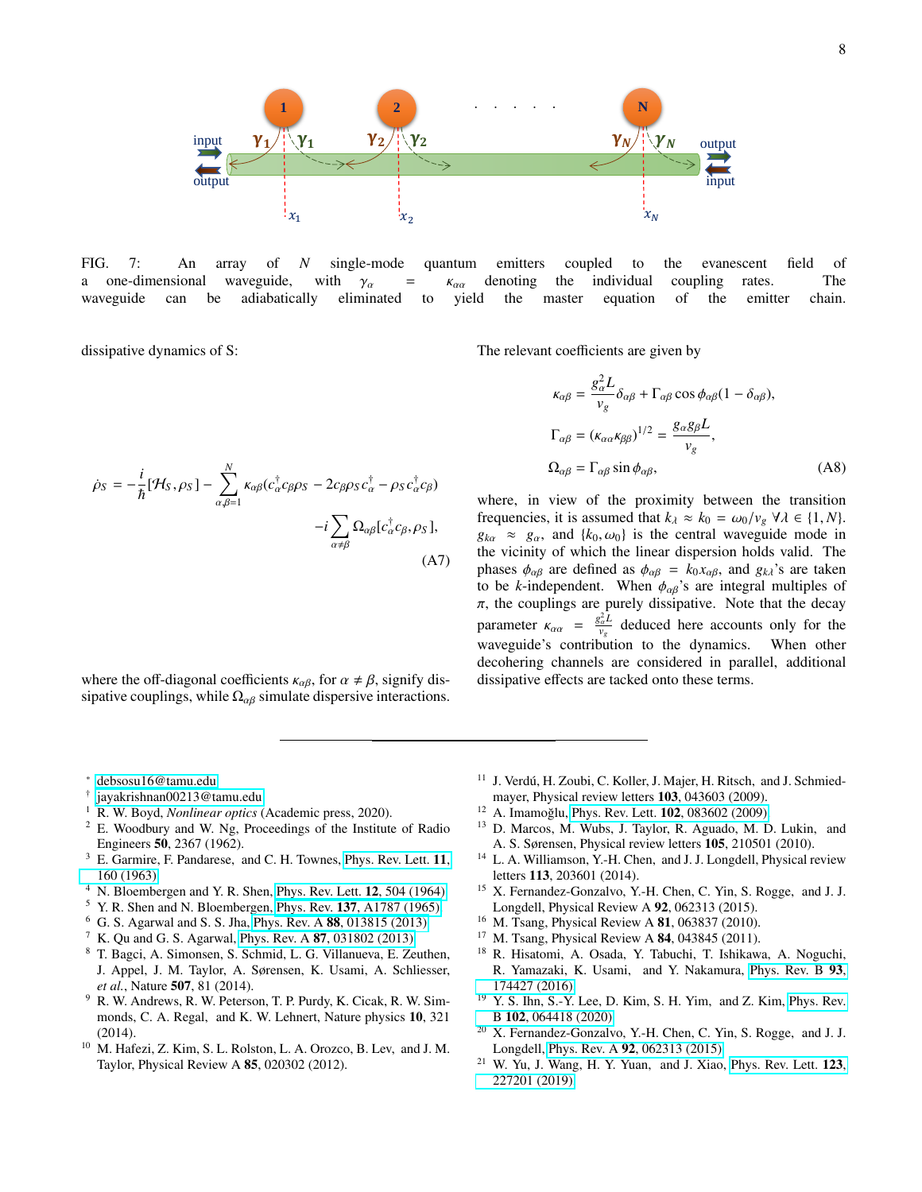FIG. 7: An array of $N$ single-mode quantum emitters coupled to the evanescent field of a one-dimensional waveguide, with $\gamma_\alpha = \kappa_{\alpha\alpha}$ denoting the individual coupling rates. The waveguide can be adiabatically eliminated to yield the master equation of the emitter chain.

dissipative dynamics of S:

$$
\dot{\rho}_S = -\frac{i}{\hbar}[\mathcal{H}_S, \rho_S] - \sum_{\alpha,\beta=1}^{N} \kappa_{\alpha\beta}(c_\alpha^\dagger c_\beta \rho_S - 2c_\beta \rho_S c_\alpha^\dagger - \rho_S c_\alpha^\dagger c_\beta) - i\sum_{\alpha\neq\beta} \Omega_{\alpha\beta}[c_\alpha^\dagger c_\beta, \rho_S], \tag{A7}
$$

where the off-diagonal coefficients $\kappa_{\alpha\beta}$, for $\alpha \neq \beta$, signify dissipative couplings, while $\Omega_{\alpha\beta}$ simulate dispersive interactions.

The relevant coefficients are given by

$$
\begin{aligned}
\kappa_{\alpha\beta} &= \frac{g_\alpha^2 L}{v_g}\delta_{\alpha\beta} + \Gamma_{\alpha\beta}\cos\phi_{\alpha\beta}(1-\delta_{\alpha\beta}), \\
\Gamma_{\alpha\beta} &= (\kappa_{\alpha\alpha}\kappa_{\beta\beta})^{1/2} = \frac{g_\alpha g_\beta L}{v_g}, \\
\Omega_{\alpha\beta} &= \Gamma_{\alpha\beta}\sin\phi_{\alpha\beta},
\end{aligned} \tag{A8}
$$

where, in view of the proximity between the transition frequencies, it is assumed that $k_\lambda \approx k_0 = \omega_0/v_g \ \forall \lambda \in \{1, N\}$. $g_{k\alpha} \approx g_\alpha$, and $\{k_0, \omega_0\}$ is the central waveguide mode in the vicinity of which the linear dispersion holds valid. The phases $\phi_{\alpha\beta}$ are defined as $\phi_{\alpha\beta} = k_0 x_{\alpha\beta}$, and $g_{k\lambda}$'s are taken to be $k$-independent. When $\phi_{\alpha\beta}$'s are integral multiples of $\pi$, the couplings are purely dissipative. Note that the decay parameter $\kappa_{\alpha\alpha} = \frac{g_\alpha^2 L}{v_g}$ deduced here accounts only for the waveguide's contribution to the dynamics. When other decohering channels are considered in parallel, additional dissipative effects are tacked onto these terms.

---

* debsosu16@tamu.edu
† jayakrishnan00213@tamu.edu

1. R. W. Boyd, *Nonlinear optics* (Academic press, 2020).
2. E. Woodbury and W. Ng, Proceedings of the Institute of Radio Engineers **50**, 2367 (1962).
3. E. Garmire, F. Pandarese, and C. H. Townes, Phys. Rev. Lett. **11**, 160 (1963).
4. N. Bloembergen and Y. R. Shen, Phys. Rev. Lett. **12**, 504 (1964).
5. Y. R. Shen and N. Bloembergen, Phys. Rev. **137**, A1787 (1965).
6. G. S. Agarwal and S. S. Jha, Phys. Rev. A **88**, 013815 (2013).
7. K. Qu and G. S. Agarwal, Phys. Rev. A **87**, 031802 (2013).
8. T. Bagci, A. Simonsen, S. Schmid, L. G. Villanueva, E. Zeuthen, J. Appel, J. M. Taylor, A. Sørensen, K. Usami, A. Schliesser, *et al.*, Nature **507**, 81 (2014).
9. R. W. Andrews, R. W. Peterson, T. P. Purdy, K. Cicak, R. W. Simmonds, C. A. Regal, and K. W. Lehnert, Nature physics **10**, 321 (2014).
10. M. Hafezi, Z. Kim, S. L. Rolston, L. A. Orozco, B. Lev, and J. M. Taylor, Physical Review A **85**, 020302 (2012).
11. J. Verdú, H. Zoubi, C. Koller, J. Majer, H. Ritsch, and J. Schmiedmayer, Physical review letters **103**, 043603 (2009).
12. A. Imamoğlu, Phys. Rev. Lett. **102**, 083602 (2009).
13. D. Marcos, M. Wubs, J. Taylor, R. Aguado, M. D. Lukin, and A. S. Sørensen, Physical review letters **105**, 210501 (2010).
14. L. A. Williamson, Y.-H. Chen, and J. J. Longdell, Physical review letters **113**, 203601 (2014).
15. X. Fernandez-Gonzalvo, Y.-H. Chen, C. Yin, S. Rogge, and J. J. Longdell, Physical Review A **92**, 062313 (2015).
16. M. Tsang, Physical Review A **81**, 063837 (2010).
17. M. Tsang, Physical Review A **84**, 043845 (2011).
18. R. Hisatomi, A. Osada, Y. Tabuchi, T. Ishikawa, A. Noguchi, R. Yamazaki, K. Usami, and Y. Nakamura, Phys. Rev. B **93**, 174427 (2016).
19. Y. S. Ihn, S.-Y. Lee, D. Kim, S. H. Yim, and Z. Kim, Phys. Rev. B **102**, 064418 (2020).
20. X. Fernandez-Gonzalvo, Y.-H. Chen, C. Yin, S. Rogge, and J. J. Longdell, Phys. Rev. A **92**, 062313 (2015).
21. W. Yu, J. Wang, H. Y. Yuan, and J. Xiao, Phys. Rev. Lett. **123**, 227201 (2019).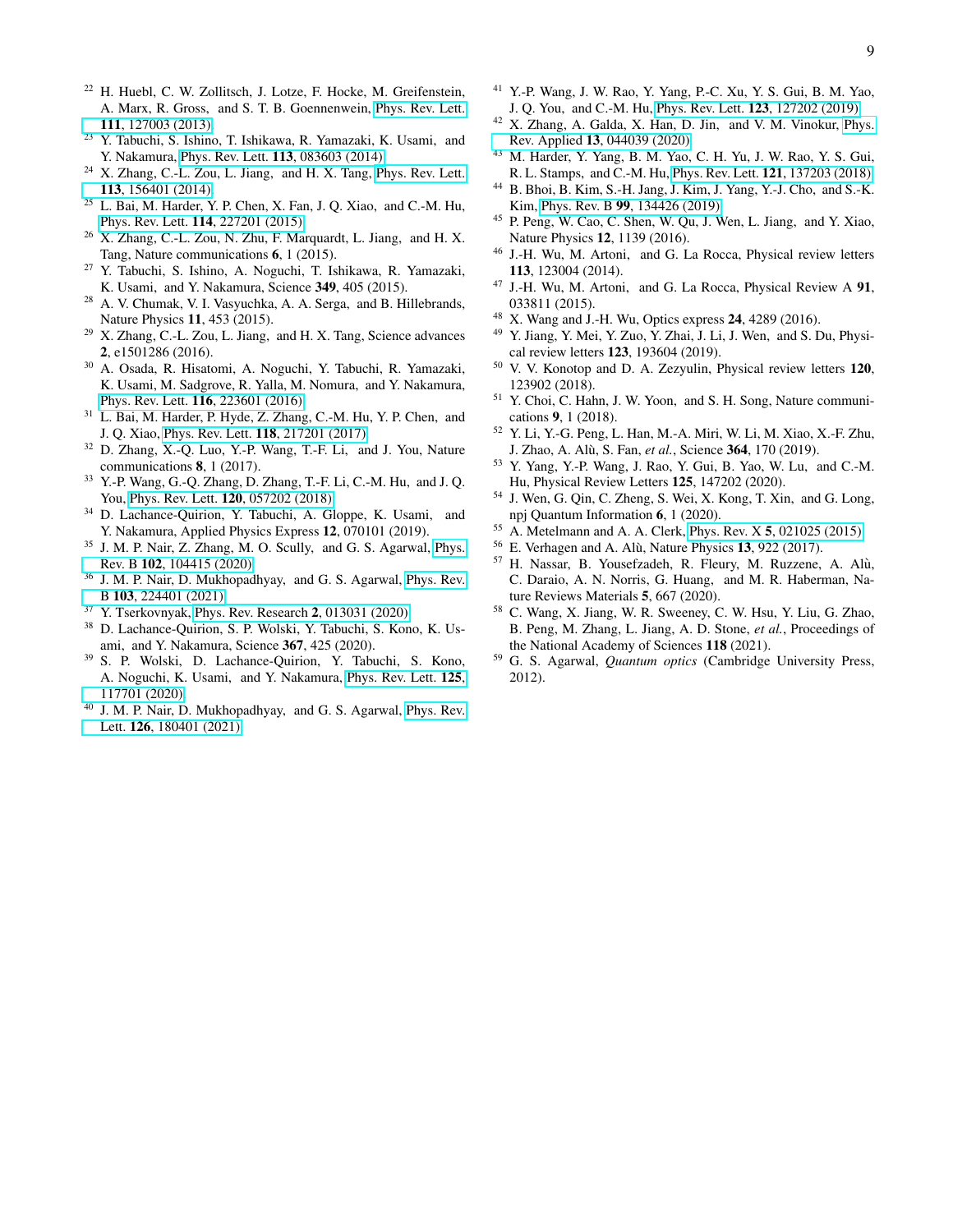[22] H. Huebl, C. W. Zollitsch, J. Lotze, F. Hocke, M. Greifenstein, A. Marx, R. Gross, and S. T. B. Goennenwein, Phys. Rev. Lett. **111**, 127003 (2013).

[23] Y. Tabuchi, S. Ishino, T. Ishikawa, R. Yamazaki, K. Usami, and Y. Nakamura, Phys. Rev. Lett. **113**, 083603 (2014).

[24] X. Zhang, C.-L. Zou, L. Jiang, and H. X. Tang, Phys. Rev. Lett. **113**, 156401 (2014).

[25] L. Bai, M. Harder, Y. P. Chen, X. Fan, J. Q. Xiao, and C.-M. Hu, Phys. Rev. Lett. **114**, 227201 (2015).

[26] X. Zhang, C.-L. Zou, N. Zhu, F. Marquardt, L. Jiang, and H. X. Tang, Nature communications **6**, 1 (2015).

[27] Y. Tabuchi, S. Ishino, A. Noguchi, T. Ishikawa, R. Yamazaki, K. Usami, and Y. Nakamura, Science **349**, 405 (2015).

[28] A. V. Chumak, V. I. Vasyuchka, A. A. Serga, and B. Hillebrands, Nature Physics **11**, 453 (2015).

[29] X. Zhang, C.-L. Zou, L. Jiang, and H. X. Tang, Science advances **2**, e1501286 (2016).

[30] A. Osada, R. Hisatomi, A. Noguchi, Y. Tabuchi, R. Yamazaki, K. Usami, M. Sadgrove, R. Yalla, M. Nomura, and Y. Nakamura, Phys. Rev. Lett. **116**, 223601 (2016).

[31] L. Bai, M. Harder, P. Hyde, Z. Zhang, C.-M. Hu, Y. P. Chen, and J. Q. Xiao, Phys. Rev. Lett. **118**, 217201 (2017).

[32] D. Zhang, X.-Q. Luo, Y.-P. Wang, T.-F. Li, and J. You, Nature communications **8**, 1 (2017).

[33] Y.-P. Wang, G.-Q. Zhang, D. Zhang, T.-F. Li, C.-M. Hu, and J. Q. You, Phys. Rev. Lett. **120**, 057202 (2018).

[34] D. Lachance-Quirion, Y. Tabuchi, A. Gloppe, K. Usami, and Y. Nakamura, Applied Physics Express **12**, 070101 (2019).

[35] J. M. P. Nair, Z. Zhang, M. O. Scully, and G. S. Agarwal, Phys. Rev. B **102**, 104415 (2020).

[36] J. M. P. Nair, D. Mukhopadhyay, and G. S. Agarwal, Phys. Rev. B **103**, 224401 (2021).

[37] Y. Tserkovnyak, Phys. Rev. Research **2**, 013031 (2020).

[38] D. Lachance-Quirion, S. P. Wolski, Y. Tabuchi, S. Kono, K. Usami, and Y. Nakamura, Science **367**, 425 (2020).

[39] S. P. Wolski, D. Lachance-Quirion, Y. Tabuchi, S. Kono, A. Noguchi, K. Usami, and Y. Nakamura, Phys. Rev. Lett. **125**, 117701 (2020).

[40] J. M. P. Nair, D. Mukhopadhyay, and G. S. Agarwal, Phys. Rev. Lett. **126**, 180401 (2021).

[41] Y.-P. Wang, J. W. Rao, Y. Yang, P.-C. Xu, Y. S. Gui, B. M. Yao, J. Q. You, and C.-M. Hu, Phys. Rev. Lett. **123**, 127202 (2019).

[42] X. Zhang, A. Galda, X. Han, D. Jin, and V. M. Vinokur, Phys. Rev. Applied **13**, 044039 (2020).

[43] M. Harder, Y. Yang, B. M. Yao, C. H. Yu, J. W. Rao, Y. S. Gui, R. L. Stamps, and C.-M. Hu, Phys. Rev. Lett. **121**, 137203 (2018).

[44] B. Bhoi, B. Kim, S.-H. Jang, J. Kim, J. Yang, Y.-J. Cho, and S.-K. Kim, Phys. Rev. B **99**, 134426 (2019).

[45] P. Peng, W. Cao, C. Shen, W. Qu, J. Wen, L. Jiang, and Y. Xiao, Nature Physics **12**, 1139 (2016).

[46] J.-H. Wu, M. Artoni, and G. La Rocca, Physical review letters **113**, 123004 (2014).

[47] J.-H. Wu, M. Artoni, and G. La Rocca, Physical Review A **91**, 033811 (2015).

[48] X. Wang and J.-H. Wu, Optics express **24**, 4289 (2016).

[49] Y. Jiang, Y. Mei, Y. Zuo, Y. Zhai, J. Li, J. Wen, and S. Du, Physical review letters **123**, 193604 (2019).

[50] V. V. Konotop and D. A. Zezyulin, Physical review letters **120**, 123902 (2018).

[51] Y. Choi, C. Hahn, J. W. Yoon, and S. H. Song, Nature communications **9**, 1 (2018).

[52] Y. Li, Y.-G. Peng, L. Han, M.-A. Miri, W. Li, M. Xiao, X.-F. Zhu, J. Zhao, A. Alù, S. Fan, *et al.*, Science **364**, 170 (2019).

[53] Y. Yang, Y.-P. Wang, J. Rao, Y. Gui, B. Yao, W. Lu, and C.-M. Hu, Physical Review Letters **125**, 147202 (2020).

[54] J. Wen, G. Qin, C. Zheng, S. Wei, X. Kong, T. Xin, and G. Long, npj Quantum Information **6**, 1 (2020).

[55] A. Metelmann and A. A. Clerk, Phys. Rev. X **5**, 021025 (2015).

[56] E. Verhagen and A. Alù, Nature Physics **13**, 922 (2017).

[57] H. Nassar, B. Yousefzadeh, R. Fleury, M. Ruzzene, A. Alù, C. Daraio, A. N. Norris, G. Huang, and M. R. Haberman, Nature Reviews Materials **5**, 667 (2020).

[58] C. Wang, X. Jiang, W. R. Sweeney, C. W. Hsu, Y. Liu, G. Zhao, B. Peng, M. Zhang, L. Jiang, A. D. Stone, *et al.*, Proceedings of the National Academy of Sciences **118** (2021).

[59] G. S. Agarwal, *Quantum optics* (Cambridge University Press, 2012).